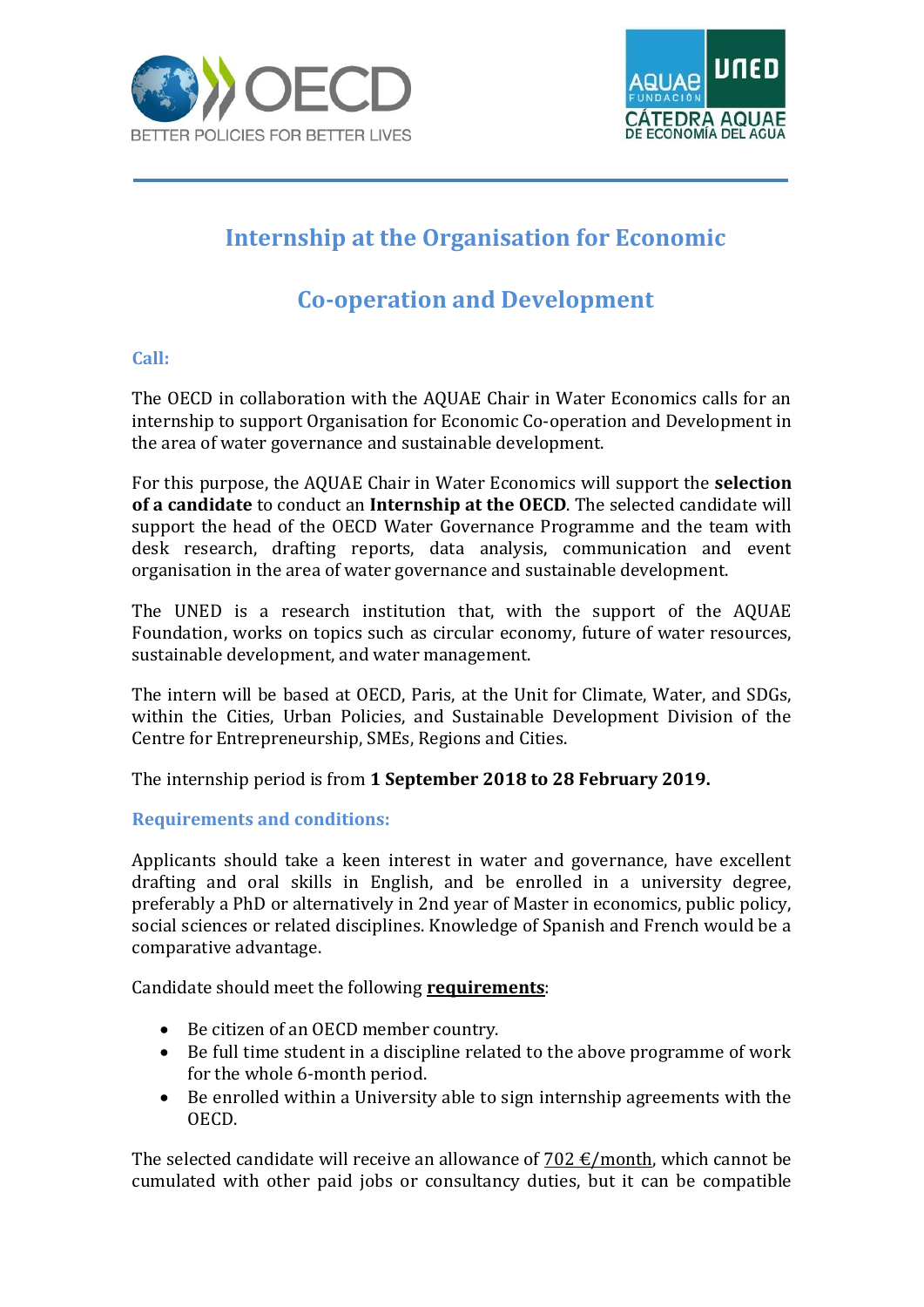# Internship at the Organisation for Economic Co-operation and Development

## Call:

The OECD in collaboration with the AQUAE Chair in Water Economics calls for an internship to support Organisation for Economic Co-operation and Development in the area of water governance and sustainable development.

For this purpose, the AQUAE Chair in Water Economics will support the **selection of a candidate** to conduct an **Internship at the OECD**. The selected candidate will support the head of the OECD Water Governance Programme and the team with desk research, drafting reports, data analysis, communication and event organisation in the area of water governance and sustainable development.

The UNED is a research institution that, with the support of the AQUAE Foundation, works on topics such as circular economy, future of water resources, sustainable development, and water management.

The intern will be based at OECD, Paris, at the Unit for Climate, Water, and SDGs, within the Cities, Urban Policies, and Sustainable Development Division of the Centre for Entrepreneurship, SMEs, Regions and Cities.

The internship period is from **1 September 2018 to 28 February 2019.**

## Requirements and conditions:

Applicants should take a keen interest in water and governance, have excellent drafting and oral skills in English, and be enrolled in a university degree, preferably a PhD or alternatively in 2nd year of Master in economics, public policy, social sciences or related disciplines. Knowledge of Spanish and French would be a comparative advantage.

Candidate should meet the following **requirements**:

- Be citizen of an OECD member country.
- Be full time student in a discipline related to the above programme of work for the whole 6-month period.
- Be enrolled within a University able to sign internship agreements with the OECD.

The selected candidate will receive an allowance of 702 €/month, which cannot be cumulated with other paid jobs or consultancy duties, but it can be compatible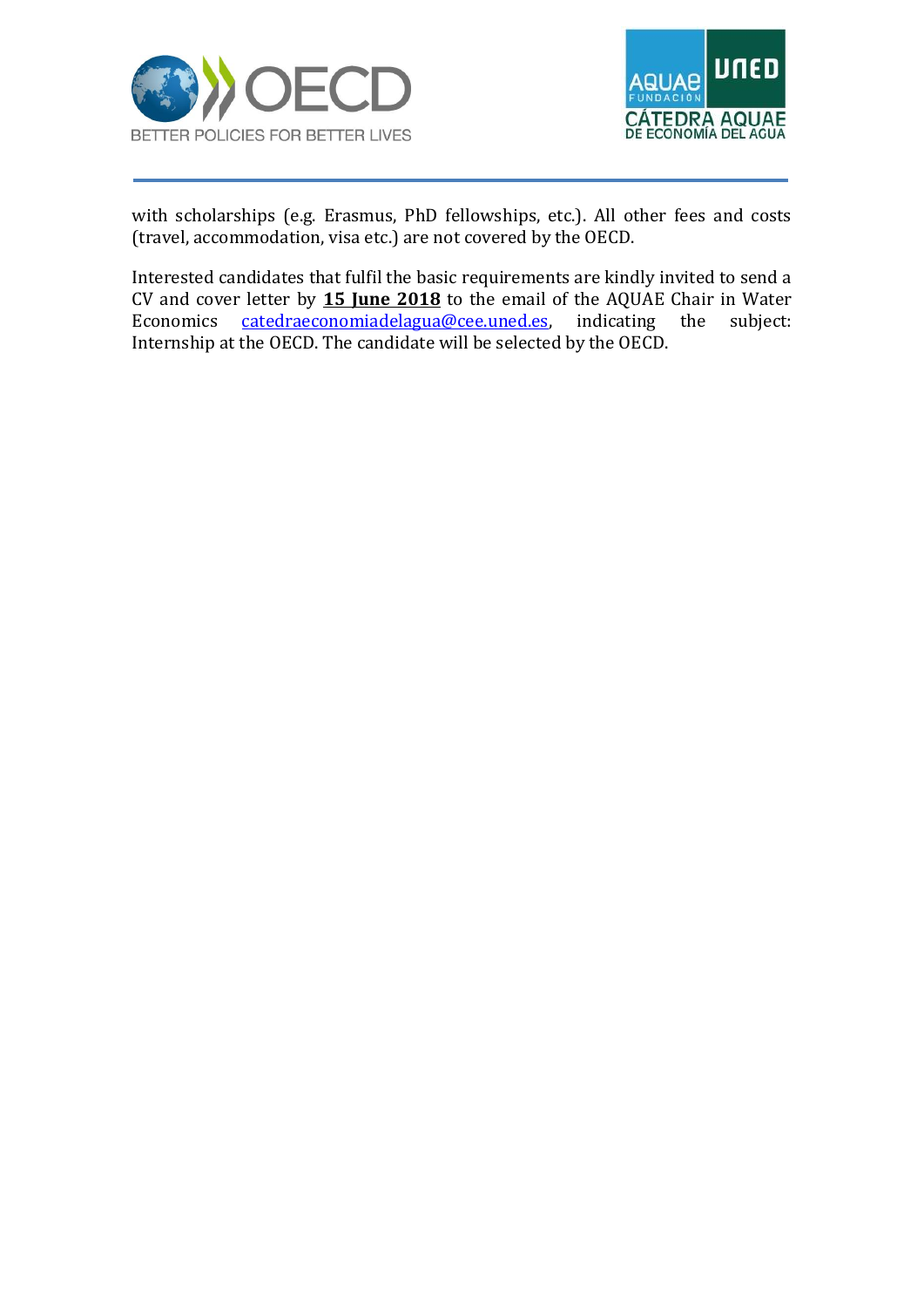with scholarships (e.g. Erasmus, PhD fellowships, etc.). All other fees and costs (travel, accommodation, visa etc.) are not covered by the OECD.

Interested candidates that fulfil the basic requirements are kindly invited to send a CV and cover letter by **15 June 2018** to the email of the AQUAE Chair in Water Economics catedraeconomiadelagua@cee.uned.es, indicating the subject: Internship at the OECD. The candidate will be selected by the OECD.